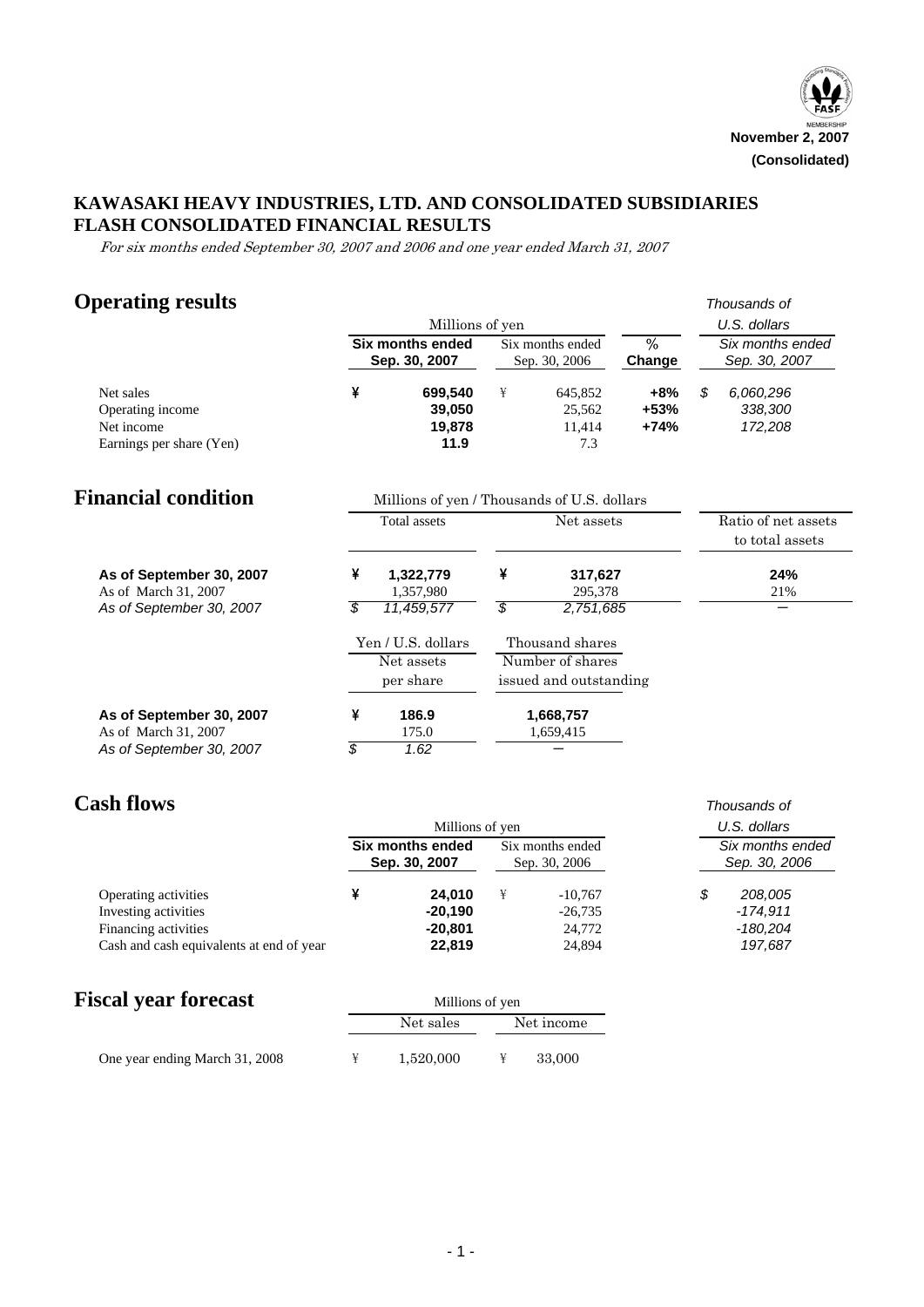FASF MEMBERSHIP

**November 2, 2007**
**(Consolidated)**

# KAWASAKI HEAVY INDUSTRIES, LTD. AND CONSOLIDATED SUBSIDIARIES
# FLASH CONSOLIDATED FINANCIAL RESULTS

*For six months ended September 30, 2007 and 2006 and one year ended March 31, 2007*

## Operating results

| | Millions of yen | | | Thousands of U.S. dollars |
|---|---|---|---|---|
| | **Six months ended Sep. 30, 2007** | Six months ended Sep. 30, 2006 | **% Change** | *Six months ended Sep. 30, 2007* |
| Net sales | **¥ 699,540** | ¥ 645,852 | **+8%** | *$ 6,060,296* |
| Operating income | **39,050** | 25,562 | **+53%** | *338,300* |
| Net income | **19,878** | 11,414 | **+74%** | *172,208* |
| Earnings per share (Yen) | **11.9** | 7.3 | | |

## Financial condition

Millions of yen / Thousands of U.S. dollars

| | Total assets | Net assets | Ratio of net assets to total assets |
|---|---|---|---|
| **As of September 30, 2007** | **¥ 1,322,779** | **¥ 317,627** | **24%** |
| As of March 31, 2007 | 1,357,980 | 295,378 | 21% |
| *As of September 30, 2007* | *$ 11,459,577* | *$ 2,751,685* | ― |

| | Yen / U.S. dollars | Thousand shares |
|---|---|---|
| | Net assets per share | Number of shares issued and outstanding |
| **As of September 30, 2007** | **¥ 186.9** | **1,668,757** |
| As of March 31, 2007 | 175.0 | 1,659,415 |
| *As of September 30, 2007* | *$ 1.62* | ― |

## Cash flows

| | Millions of yen | | Thousands of U.S. dollars |
|---|---|---|---|
| | **Six months ended Sep. 30, 2007** | Six months ended Sep. 30, 2006 | *Six months ended Sep. 30, 2006* |
| Operating activities | **¥ 24,010** | ¥ -10,767 | *$ 208,005* |
| Investing activities | **-20,190** | -26,735 | *-174,911* |
| Financing activities | **-20,801** | 24,772 | *-180,204* |
| Cash and cash equivalents at end of year | **22,819** | 24,894 | *197,687* |

## Fiscal year forecast

| | Millions of yen | |
|---|---|---|
| | Net sales | Net income |
| One year ending March 31, 2008 | ¥ 1,520,000 | ¥ 33,000 |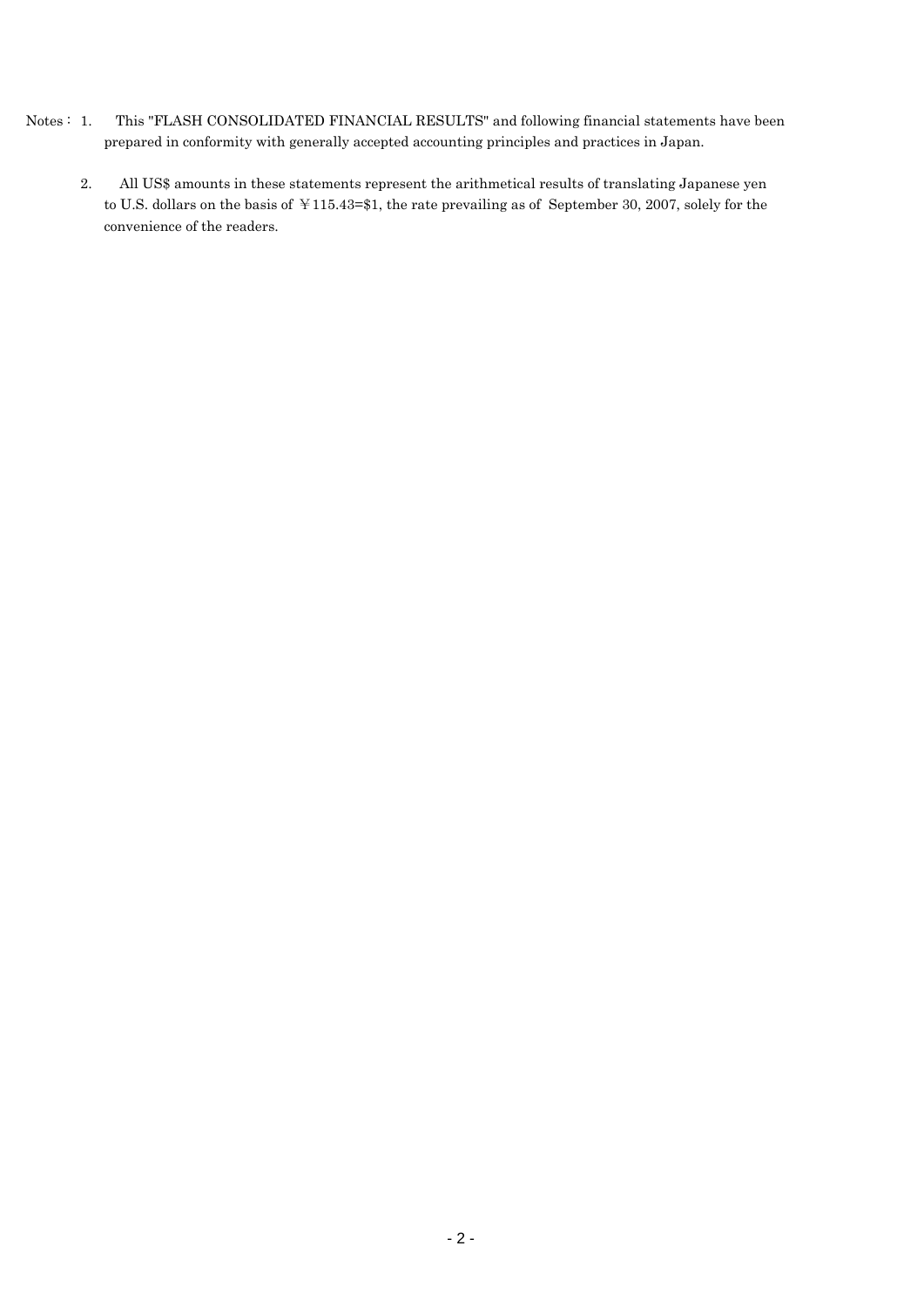Notes：1. This "FLASH CONSOLIDATED FINANCIAL RESULTS" and following financial statements have been prepared in conformity with generally accepted accounting principles and practices in Japan.

2. All US$ amounts in these statements represent the arithmetical results of translating Japanese yen to U.S. dollars on the basis of ￥115.43=$1, the rate prevailing as of September 30, 2007, solely for the convenience of the readers.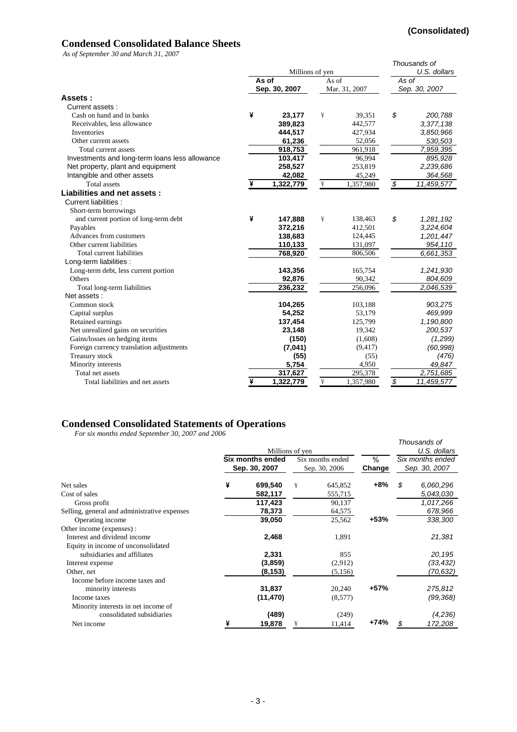**(Consolidated)**

## Condensed Consolidated Balance Sheets

*As of September 30 and March 31, 2007*

| | Millions of yen | | Thousands of U.S. dollars |
|---|---|---|---|
| | **As of Sep. 30, 2007** | As of Mar. 31, 2007 | *As of Sep. 30, 2007* |
| **Assets :** | | | |
| Current assets : | | | |
| Cash on hand and in banks | **¥ 23,177** | ¥ 39,351 | *$ 200,788* |
| Receivables, less allowance | **389,823** | 442,577 | *3,377,138* |
| Inventories | **444,517** | 427,934 | *3,850,966* |
| Other current assets | **61,236** | 52,056 | *530,503* |
| Total current assets | **918,753** | 961,918 | *7,959,395* |
| Investments and long-term loans less allowance | **103,417** | 96,994 | *895,928* |
| Net property, plant and equipment | **258,527** | 253,819 | *2,239,686* |
| Intangible and other assets | **42,082** | 45,249 | *364,568* |
| Total assets | **¥ 1,322,779** | ¥ 1,357,980 | *$ 11,459,577* |
| **Liabilities and net assets :** | | | |
| Current liabilities : | | | |
| Short-term borrowings and current portion of long-term debt | **¥ 147,888** | ¥ 138,463 | *$ 1,281,192* |
| Payables | **372,216** | 412,501 | *3,224,604* |
| Advances from customers | **138,683** | 124,445 | *1,201,447* |
| Other current liabilities | **110,133** | 131,097 | *954,110* |
| Total current liabilities | **768,920** | 806,506 | *6,661,353* |
| Long-term liabilities : | | | |
| Long-term debt, less current portion | **143,356** | 165,754 | *1,241,930* |
| Others | **92,876** | 90,342 | *804,609* |
| Total long-term liabilities | **236,232** | 256,096 | *2,046,539* |
| Net assets : | | | |
| Common stock | **104,265** | 103,188 | *903,275* |
| Capital surplus | **54,252** | 53,179 | *469,999* |
| Retained earnings | **137,454** | 125,799 | *1,190,800* |
| Net unrealized gains on securities | **23,148** | 19,342 | *200,537* |
| Gains/losses on hedging items | **(150)** | (1,608) | *(1,299)* |
| Foreign currency translation adjustments | **(7,041)** | (9,417) | *(60,998)* |
| Treasury stock | **(55)** | (55) | *(476)* |
| Minority interests | **5,754** | 4,950 | *49,847* |
| Total net assets | **317,627** | 295,378 | *2,751,685* |
| Total liabilities and net assets | **¥ 1,322,779** | ¥ 1,357,980 | *$ 11,459,577* |

## Condensed Consolidated Statements of Operations

*For six months ended September 30, 2007 and 2006*

| | Millions of yen | | | Thousands of U.S. dollars |
|---|---|---|---|---|
| | **Six months ended Sep. 30, 2007** | Six months ended Sep. 30, 2006 | **% Change** | *Six months ended Sep. 30, 2007* |
| Net sales | **¥ 699,540** | ¥ 645,852 | **+8%** | *$ 6,060,296* |
| Cost of sales | **582,117** | 555,715 | | *5,043,030* |
| Gross profit | **117,423** | 90,137 | | *1,017,266* |
| Selling, general and administrative expenses | **78,373** | 64,575 | | *678,966* |
| Operating income | **39,050** | 25,562 | **+53%** | *338,300* |
| Other income (expenses) : | | | | |
| Interest and dividend income | **2,468** | 1,891 | | *21,381* |
| Equity in income of unconsolidated subsidiaries and affiliates | **2,331** | 855 | | *20,195* |
| Interest expense | **(3,859)** | (2,912) | | *(33,432)* |
| Other, net | **(8,153)** | (5,156) | | *(70,632)* |
| Income before income taxes and minority interests | **31,837** | 20,240 | **+57%** | *275,812* |
| Income taxes | **(11,470)** | (8,577) | | *(99,368)* |
| Minority interests in net income of consolidated subsidiaries | **(489)** | (249) | | *(4,236)* |
| Net income | **¥ 19,878** | ¥ 11,414 | **+74%** | *$ 172,208* |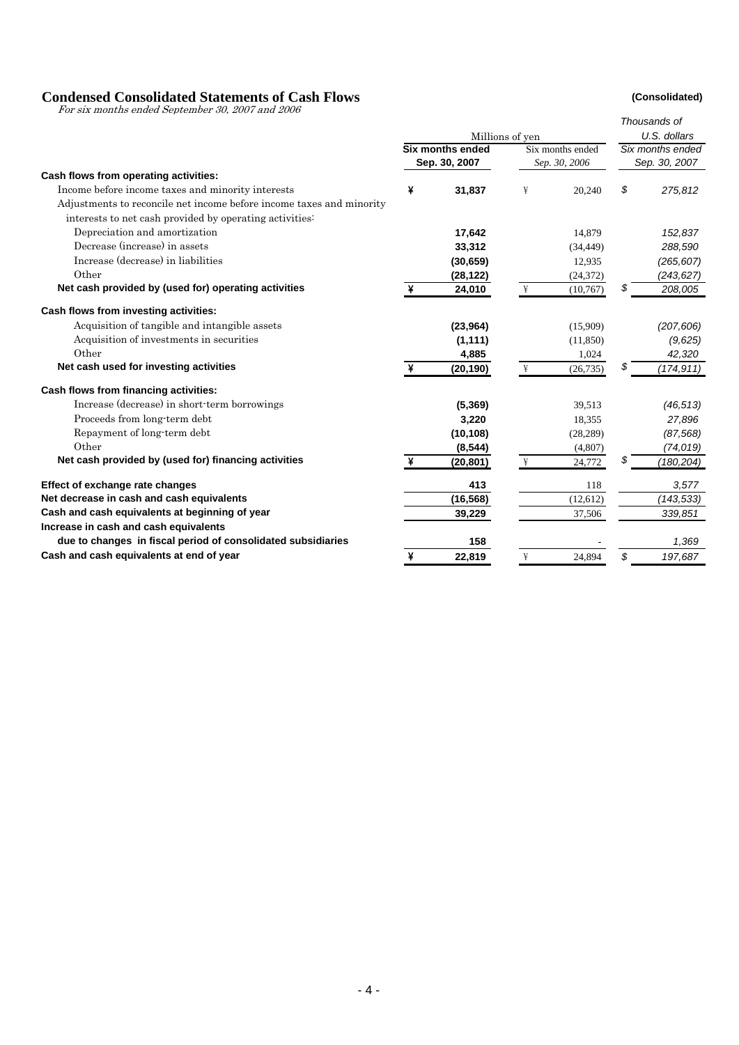## Condensed Consolidated Statements of Cash Flows

**(Consolidated)**

*For six months ended September 30, 2007 and 2006*

| | Millions of yen | | Thousands of U.S. dollars |
|---|---|---|---|
| | **Six months ended Sep. 30, 2007** | *Six months ended Sep. 30, 2006* | *Six months ended Sep. 30, 2007* |
| **Cash flows from operating activities:** | | | |
| Income before income taxes and minority interests | ¥ **31,837** | ¥ 20,240 | $ *275,812* |
| Adjustments to reconcile net income before income taxes and minority interests to net cash provided by operating activities: | | | |
| Depreciation and amortization | **17,642** | 14,879 | *152,837* |
| Decrease (increase) in assets | **33,312** | (34,449) | *288,590* |
| Increase (decrease) in liabilities | **(30,659)** | 12,935 | *(265,607)* |
| Other | **(28,122)** | (24,372) | *(243,627)* |
| **Net cash provided by (used for) operating activities** | ¥ **24,010** | ¥ (10,767) | $ *208,005* |
| **Cash flows from investing activities:** | | | |
| Acquisition of tangible and intangible assets | **(23,964)** | (15,909) | *(207,606)* |
| Acquisition of investments in securities | **(1,111)** | (11,850) | *(9,625)* |
| Other | **4,885** | 1,024 | *42,320* |
| **Net cash used for investing activities** | ¥ **(20,190)** | ¥ (26,735) | $ *(174,911)* |
| **Cash flows from financing activities:** | | | |
| Increase (decrease) in short-term borrowings | **(5,369)** | 39,513 | *(46,513)* |
| Proceeds from long-term debt | **3,220** | 18,355 | *27,896* |
| Repayment of long-term debt | **(10,108)** | (28,289) | *(87,568)* |
| Other | **(8,544)** | (4,807) | *(74,019)* |
| **Net cash provided by (used for) financing activities** | ¥ **(20,801)** | ¥ 24,772 | $ *(180,204)* |
| **Effect of exchange rate changes** | **413** | 118 | *3,577* |
| **Net decrease in cash and cash equivalents** | **(16,568)** | (12,612) | *(143,533)* |
| **Cash and cash equivalents at beginning of year** | **39,229** | 37,506 | *339,851* |
| **Increase in cash and cash equivalents due to changes in fiscal period of consolidated subsidiaries** | **158** | - | *1,369* |
| **Cash and cash equivalents at end of year** | ¥ **22,819** | ¥ 24,894 | $ *197,687* |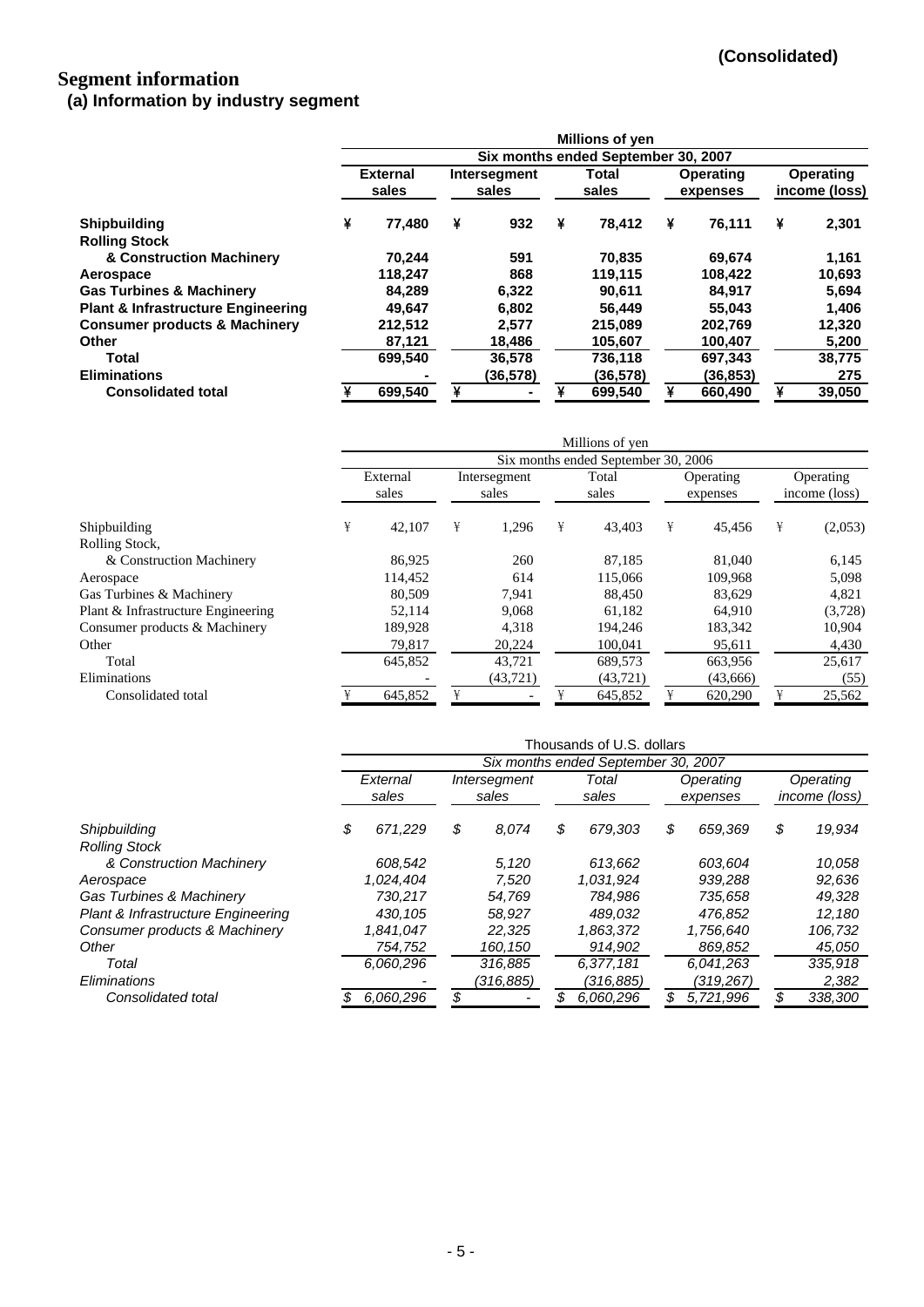**(Consolidated)**

# Segment information

## (a) Information by industry segment

| | Millions of yen | | | | |
|---|---|---|---|---|---|
| | Six months ended September 30, 2007 | | | | |
| | **External sales** | **Intersegment sales** | **Total sales** | **Operating expenses** | **Operating income (loss)** |
| **Shipbuilding** | **¥ 77,480** | **¥ 932** | **¥ 78,412** | **¥ 76,111** | **¥ 2,301** |
| **Rolling Stock & Construction Machinery** | **70,244** | **591** | **70,835** | **69,674** | **1,161** |
| **Aerospace** | **118,247** | **868** | **119,115** | **108,422** | **10,693** |
| **Gas Turbines & Machinery** | **84,289** | **6,322** | **90,611** | **84,917** | **5,694** |
| **Plant & Infrastructure Engineering** | **49,647** | **6,802** | **56,449** | **55,043** | **1,406** |
| **Consumer products & Machinery** | **212,512** | **2,577** | **215,089** | **202,769** | **12,320** |
| **Other** | **87,121** | **18,486** | **105,607** | **100,407** | **5,200** |
| **Total** | **699,540** | **36,578** | **736,118** | **697,343** | **38,775** |
| **Eliminations** | **-** | **(36,578)** | **(36,578)** | **(36,853)** | **275** |
| **Consolidated total** | **¥ 699,540** | **¥ -** | **¥ 699,540** | **¥ 660,490** | **¥ 39,050** |

| | Millions of yen | | | | |
|---|---|---|---|---|---|
| | Six months ended September 30, 2006 | | | | |
| | External sales | Intersegment sales | Total sales | Operating expenses | Operating income (loss) |
| Shipbuilding | ¥ 42,107 | ¥ 1,296 | ¥ 43,403 | ¥ 45,456 | ¥ (2,053) |
| Rolling Stock, & Construction Machinery | 86,925 | 260 | 87,185 | 81,040 | 6,145 |
| Aerospace | 114,452 | 614 | 115,066 | 109,968 | 5,098 |
| Gas Turbines & Machinery | 80,509 | 7,941 | 88,450 | 83,629 | 4,821 |
| Plant & Infrastructure Engineering | 52,114 | 9,068 | 61,182 | 64,910 | (3,728) |
| Consumer products & Machinery | 189,928 | 4,318 | 194,246 | 183,342 | 10,904 |
| Other | 79,817 | 20,224 | 100,041 | 95,611 | 4,430 |
| Total | 645,852 | 43,721 | 689,573 | 663,956 | 25,617 |
| Eliminations | - | (43,721) | (43,721) | (43,666) | (55) |
| Consolidated total | ¥ 645,852 | ¥ - | ¥ 645,852 | ¥ 620,290 | ¥ 25,562 |

| | Thousands of U.S. dollars | | | | |
|---|---|---|---|---|---|
| | *Six months ended September 30, 2007* | | | | |
| | *External sales* | *Intersegment sales* | *Total sales* | *Operating expenses* | *Operating income (loss)* |
| *Shipbuilding* | *$ 671,229* | *$ 8,074* | *$ 679,303* | *$ 659,369* | *$ 19,934* |
| *Rolling Stock & Construction Machinery* | *608,542* | *5,120* | *613,662* | *603,604* | *10,058* |
| *Aerospace* | *1,024,404* | *7,520* | *1,031,924* | *939,288* | *92,636* |
| *Gas Turbines & Machinery* | *730,217* | *54,769* | *784,986* | *735,658* | *49,328* |
| *Plant & Infrastructure Engineering* | *430,105* | *58,927* | *489,032* | *476,852* | *12,180* |
| *Consumer products & Machinery* | *1,841,047* | *22,325* | *1,863,372* | *1,756,640* | *106,732* |
| *Other* | *754,752* | *160,150* | *914,902* | *869,852* | *45,050* |
| *Total* | *6,060,296* | *316,885* | *6,377,181* | *6,041,263* | *335,918* |
| *Eliminations* | *-* | *(316,885)* | *(316,885)* | *(319,267)* | *2,382* |
| *Consolidated total* | *$ 6,060,296* | *$ -* | *$ 6,060,296* | *$ 5,721,996* | *$ 338,300* |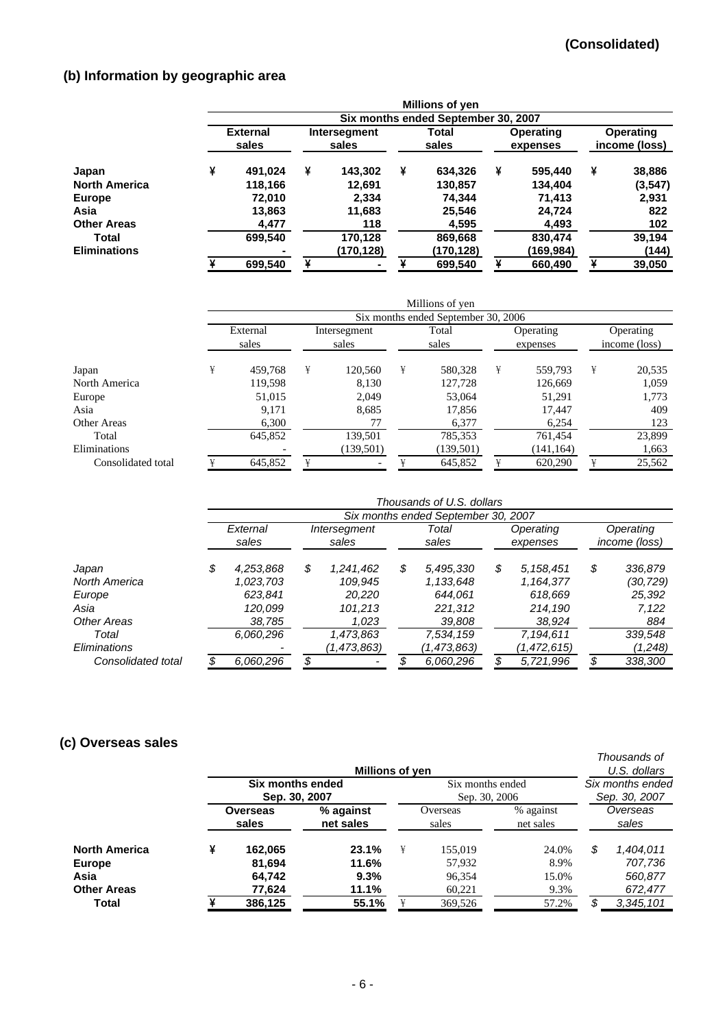**(Consolidated)**

## (b) Information by geographic area

| | Millions of yen | | | | | | | | | |
|---|---|---|---|---|---|---|---|---|---|---|
| | Six months ended September 30, 2007 | | | | | | | | | |
| | **External sales** | | **Intersegment sales** | | **Total sales** | | **Operating expenses** | | **Operating income (loss)** | |
| **Japan** | ¥ | **491,024** | ¥ | **143,302** | ¥ | **634,326** | ¥ | **595,440** | ¥ | **38,886** |
| **North America** | | **118,166** | | **12,691** | | **130,857** | | **134,404** | | **(3,547)** |
| **Europe** | | **72,010** | | **2,334** | | **74,344** | | **71,413** | | **2,931** |
| **Asia** | | **13,863** | | **11,683** | | **25,546** | | **24,724** | | **822** |
| **Other Areas** | | **4,477** | | **118** | | **4,595** | | **4,493** | | **102** |
| **Total** | | **699,540** | | **170,128** | | **869,668** | | **830,474** | | **39,194** |
| **Eliminations** | | **-** | | **(170,128)** | | **(170,128)** | | **(169,984)** | | **(144)** |
| | **¥** | **699,540** | **¥** | **-** | **¥** | **699,540** | **¥** | **660,490** | **¥** | **39,050** |

| | Millions of yen | | | | | | | | | |
|---|---|---|---|---|---|---|---|---|---|---|
| | Six months ended September 30, 2006 | | | | | | | | | |
| | External sales | | Intersegment sales | | Total sales | | Operating expenses | | Operating income (loss) | |
| Japan | ¥ | 459,768 | ¥ | 120,560 | ¥ | 580,328 | ¥ | 559,793 | ¥ | 20,535 |
| North America | | 119,598 | | 8,130 | | 127,728 | | 126,669 | | 1,059 |
| Europe | | 51,015 | | 2,049 | | 53,064 | | 51,291 | | 1,773 |
| Asia | | 9,171 | | 8,685 | | 17,856 | | 17,447 | | 409 |
| Other Areas | | 6,300 | | 77 | | 6,377 | | 6,254 | | 123 |
| Total | | 645,852 | | 139,501 | | 785,353 | | 761,454 | | 23,899 |
| Eliminations | | - | | (139,501) | | (139,501) | | (141,164) | | 1,663 |
| Consolidated total | ¥ | 645,852 | ¥ | - | ¥ | 645,852 | ¥ | 620,290 | ¥ | 25,562 |

| | *Thousands of U.S. dollars* | | | | | | | | | |
|---|---|---|---|---|---|---|---|---|---|---|
| | *Six months ended September 30, 2007* | | | | | | | | | |
| | *External sales* | | *Intersegment sales* | | *Total sales* | | *Operating expenses* | | *Operating income (loss)* | |
| *Japan* | *$* | *4,253,868* | *$* | *1,241,462* | *$* | *5,495,330* | *$* | *5,158,451* | *$* | *336,879* |
| *North America* | | *1,023,703* | | *109,945* | | *1,133,648* | | *1,164,377* | | *(30,729)* |
| *Europe* | | *623,841* | | *20,220* | | *644,061* | | *618,669* | | *25,392* |
| *Asia* | | *120,099* | | *101,213* | | *221,312* | | *214,190* | | *7,122* |
| *Other Areas* | | *38,785* | | *1,023* | | *39,808* | | *38,924* | | *884* |
| *Total* | | *6,060,296* | | *1,473,863* | | *7,534,159* | | *7,194,611* | | *339,548* |
| *Eliminations* | | *-* | | *(1,473,863)* | | *(1,473,863)* | | *(1,472,615)* | | *(1,248)* |
| *Consolidated total* | *$* | *6,060,296* | *$* | *-* | *$* | *6,060,296* | *$* | *5,721,996* | *$* | *338,300* |

## (c) Overseas sales

| | Millions of yen | | | | | | *Thousands of U.S. dollars* | |
|---|---|---|---|---|---|---|---|---|
| | **Six months ended Sep. 30, 2007** | | | Six months ended Sep. 30, 2006 | | | *Six months ended Sep. 30, 2007* | |
| | **Overseas sales** | | **% against net sales** | Overseas sales | | % against net sales | *Overseas sales* | |
| **North America** | ¥ | **162,065** | **23.1%** | ¥ | 155,019 | 24.0% | *$* | *1,404,011* |
| **Europe** | | **81,694** | **11.6%** | | 57,932 | 8.9% | | *707,736* |
| **Asia** | | **64,742** | **9.3%** | | 96,354 | 15.0% | | *560,877* |
| **Other Areas** | | **77,624** | **11.1%** | | 60,221 | 9.3% | | *672,477* |
| **Total** | **¥** | **386,125** | **55.1%** | ¥ | 369,526 | 57.2% | *$* | *3,345,101* |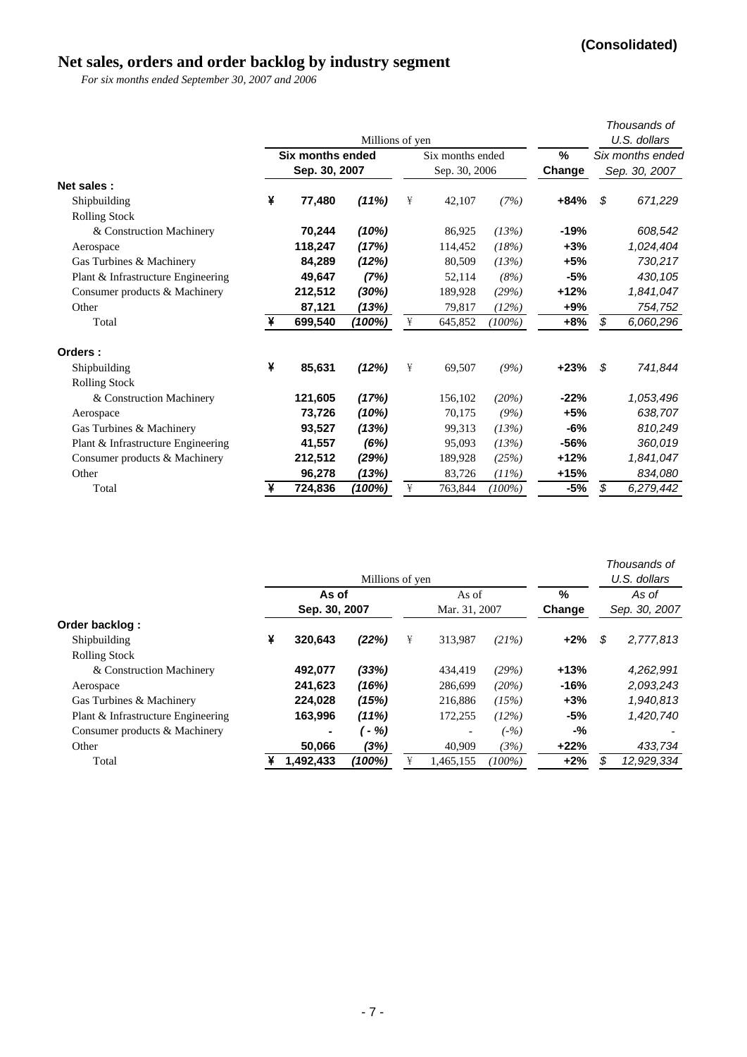**(Consolidated)**

# Net sales, orders and order backlog by industry segment

*For six months ended September 30, 2007 and 2006*

| | Millions of yen | | | | | | % | Thousands of U.S. dollars | |
|---|---|---|---|---|---|---|---|---|---|
| | **Six months ended Sep. 30, 2007** | | | Six months ended Sep. 30, 2006 | | | **Change** | *Six months ended Sep. 30, 2007* | |
| **Net sales :** | | | | | | | | | |
| Shipbuilding | **¥** | **77,480** | ***(11%)*** | ¥ | 42,107 | *(7%)* | **+84%** | *$* | *671,229* |
| Rolling Stock & Construction Machinery | | **70,244** | ***(10%)*** | | 86,925 | *(13%)* | **-19%** | | *608,542* |
| Aerospace | | **118,247** | ***(17%)*** | | 114,452 | *(18%)* | **+3%** | | *1,024,404* |
| Gas Turbines & Machinery | | **84,289** | ***(12%)*** | | 80,509 | *(13%)* | **+5%** | | *730,217* |
| Plant & Infrastructure Engineering | | **49,647** | ***(7%)*** | | 52,114 | *(8%)* | **-5%** | | *430,105* |
| Consumer products & Machinery | | **212,512** | ***(30%)*** | | 189,928 | *(29%)* | **+12%** | | *1,841,047* |
| Other | | **87,121** | ***(13%)*** | | 79,817 | *(12%)* | **+9%** | | *754,752* |
| Total | **¥** | **699,540** | ***(100%)*** | ¥ | 645,852 | *(100%)* | **+8%** | *$* | *6,060,296* |
| **Orders :** | | | | | | | | | |
| Shipbuilding | **¥** | **85,631** | ***(12%)*** | ¥ | 69,507 | *(9%)* | **+23%** | *$* | *741,844* |
| Rolling Stock & Construction Machinery | | **121,605** | ***(17%)*** | | 156,102 | *(20%)* | **-22%** | | *1,053,496* |
| Aerospace | | **73,726** | ***(10%)*** | | 70,175 | *(9%)* | **+5%** | | *638,707* |
| Gas Turbines & Machinery | | **93,527** | ***(13%)*** | | 99,313 | *(13%)* | **-6%** | | *810,249* |
| Plant & Infrastructure Engineering | | **41,557** | ***(6%)*** | | 95,093 | *(13%)* | **-56%** | | *360,019* |
| Consumer products & Machinery | | **212,512** | ***(29%)*** | | 189,928 | *(25%)* | **+12%** | | *1,841,047* |
| Other | | **96,278** | ***(13%)*** | | 83,726 | *(11%)* | **+15%** | | *834,080* |
| Total | **¥** | **724,836** | ***(100%)*** | ¥ | 763,844 | *(100%)* | **-5%** | *$* | *6,279,442* |

| | Millions of yen | | | | | | % | Thousands of U.S. dollars | |
|---|---|---|---|---|---|---|---|---|---|
| | **As of Sep. 30, 2007** | | | As of Mar. 31, 2007 | | | **Change** | *As of Sep. 30, 2007* | |
| **Order backlog :** | | | | | | | | | |
| Shipbuilding | **¥** | **320,643** | ***(22%)*** | ¥ | 313,987 | *(21%)* | **+2%** | *$* | *2,777,813* |
| Rolling Stock & Construction Machinery | | **492,077** | ***(33%)*** | | 434,419 | *(29%)* | **+13%** | | *4,262,991* |
| Aerospace | | **241,623** | ***(16%)*** | | 286,699 | *(20%)* | **-16%** | | *2,093,243* |
| Gas Turbines & Machinery | | **224,028** | ***(15%)*** | | 216,886 | *(15%)* | **+3%** | | *1,940,813* |
| Plant & Infrastructure Engineering | | **163,996** | ***(11%)*** | | 172,255 | *(12%)* | **-5%** | | *1,420,740* |
| Consumer products & Machinery | | **-** | ***( - %)*** | | - | *(-%)* | **-%** | | *-* |
| Other | | **50,066** | ***(3%)*** | | 40,909 | *(3%)* | **+22%** | | *433,734* |
| Total | **¥** | **1,492,433** | ***(100%)*** | ¥ | 1,465,155 | *(100%)* | **+2%** | *$* | *12,929,334* |